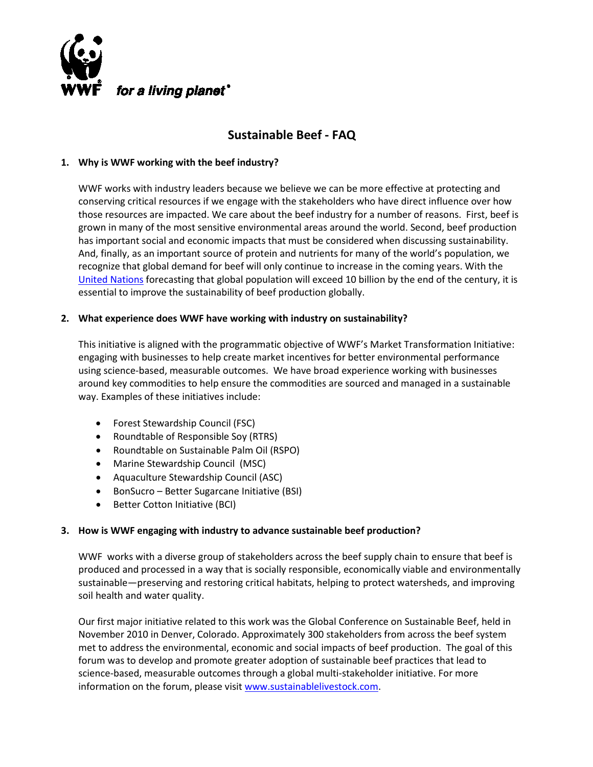WWF *for a living planet*®

# Sustainable Beef - FAQ

**1. Why is WWF working with the beef industry?**

WWF works with industry leaders because we believe we can be more effective at protecting and conserving critical resources if we engage with the stakeholders who have direct influence over how those resources are impacted. We care about the beef industry for a number of reasons. First, beef is grown in many of the most sensitive environmental areas around the world. Second, beef production has important social and economic impacts that must be considered when discussing sustainability. And, finally, as an important source of protein and nutrients for many of the world's population, we recognize that global demand for beef will only continue to increase in the coming years. With the United Nations forecasting that global population will exceed 10 billion by the end of the century, it is essential to improve the sustainability of beef production globally.

**2. What experience does WWF have working with industry on sustainability?**

This initiative is aligned with the programmatic objective of WWF's Market Transformation Initiative: engaging with businesses to help create market incentives for better environmental performance using science-based, measurable outcomes. We have broad experience working with businesses around key commodities to help ensure the commodities are sourced and managed in a sustainable way. Examples of these initiatives include:

- Forest Stewardship Council (FSC)
- Roundtable of Responsible Soy (RTRS)
- Roundtable on Sustainable Palm Oil (RSPO)
- Marine Stewardship Council (MSC)
- Aquaculture Stewardship Council (ASC)
- BonSucro – Better Sugarcane Initiative (BSI)
- Better Cotton Initiative (BCI)

**3. How is WWF engaging with industry to advance sustainable beef production?**

WWF works with a diverse group of stakeholders across the beef supply chain to ensure that beef is produced and processed in a way that is socially responsible, economically viable and environmentally sustainable—preserving and restoring critical habitats, helping to protect watersheds, and improving soil health and water quality.

Our first major initiative related to this work was the Global Conference on Sustainable Beef, held in November 2010 in Denver, Colorado. Approximately 300 stakeholders from across the beef system met to address the environmental, economic and social impacts of beef production. The goal of this forum was to develop and promote greater adoption of sustainable beef practices that lead to science-based, measurable outcomes through a global multi-stakeholder initiative. For more information on the forum, please visit www.sustainablelivestock.com.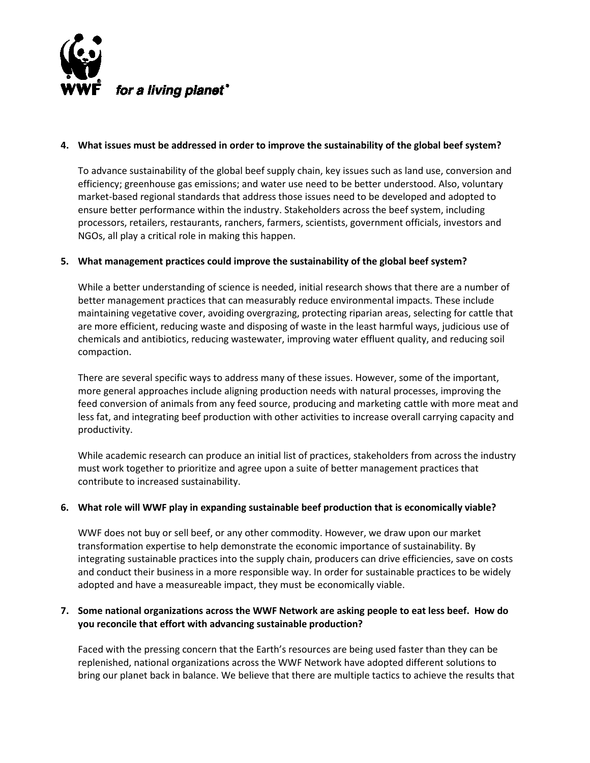**4. What issues must be addressed in order to improve the sustainability of the global beef system?**

To advance sustainability of the global beef supply chain, key issues such as land use, conversion and efficiency; greenhouse gas emissions; and water use need to be better understood. Also, voluntary market-based regional standards that address those issues need to be developed and adopted to ensure better performance within the industry. Stakeholders across the beef system, including processors, retailers, restaurants, ranchers, farmers, scientists, government officials, investors and NGOs, all play a critical role in making this happen.

**5. What management practices could improve the sustainability of the global beef system?**

While a better understanding of science is needed, initial research shows that there are a number of better management practices that can measurably reduce environmental impacts. These include maintaining vegetative cover, avoiding overgrazing, protecting riparian areas, selecting for cattle that are more efficient, reducing waste and disposing of waste in the least harmful ways, judicious use of chemicals and antibiotics, reducing wastewater, improving water effluent quality, and reducing soil compaction.

There are several specific ways to address many of these issues. However, some of the important, more general approaches include aligning production needs with natural processes, improving the feed conversion of animals from any feed source, producing and marketing cattle with more meat and less fat, and integrating beef production with other activities to increase overall carrying capacity and productivity.

While academic research can produce an initial list of practices, stakeholders from across the industry must work together to prioritize and agree upon a suite of better management practices that contribute to increased sustainability.

**6. What role will WWF play in expanding sustainable beef production that is economically viable?**

WWF does not buy or sell beef, or any other commodity. However, we draw upon our market transformation expertise to help demonstrate the economic importance of sustainability. By integrating sustainable practices into the supply chain, producers can drive efficiencies, save on costs and conduct their business in a more responsible way. In order for sustainable practices to be widely adopted and have a measureable impact, they must be economically viable.

**7. Some national organizations across the WWF Network are asking people to eat less beef. How do you reconcile that effort with advancing sustainable production?**

Faced with the pressing concern that the Earth's resources are being used faster than they can be replenished, national organizations across the WWF Network have adopted different solutions to bring our planet back in balance. We believe that there are multiple tactics to achieve the results that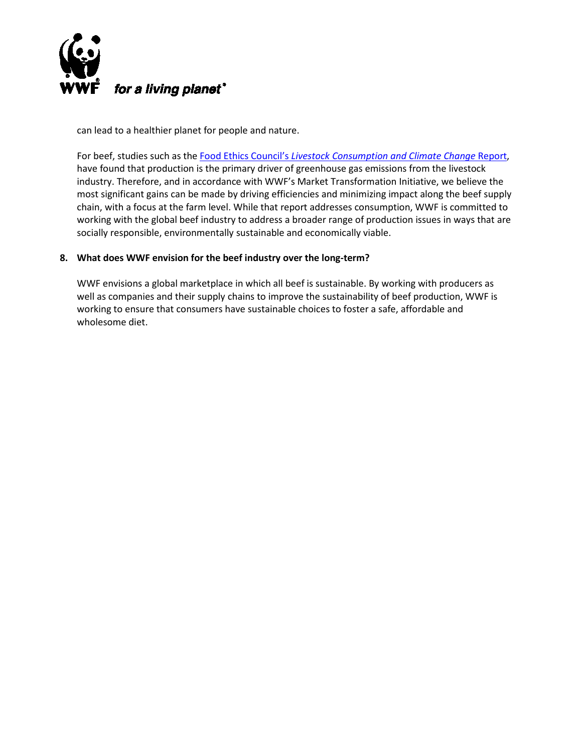can lead to a healthier planet for people and nature.

For beef, studies such as the Food Ethics Council's *Livestock Consumption and Climate Change* Report, have found that production is the primary driver of greenhouse gas emissions from the livestock industry. Therefore, and in accordance with WWF's Market Transformation Initiative, we believe the most significant gains can be made by driving efficiencies and minimizing impact along the beef supply chain, with a focus at the farm level. While that report addresses consumption, WWF is committed to working with the global beef industry to address a broader range of production issues in ways that are socially responsible, environmentally sustainable and economically viable.

**8. What does WWF envision for the beef industry over the long-term?**

WWF envisions a global marketplace in which all beef is sustainable. By working with producers as well as companies and their supply chains to improve the sustainability of beef production, WWF is working to ensure that consumers have sustainable choices to foster a safe, affordable and wholesome diet.